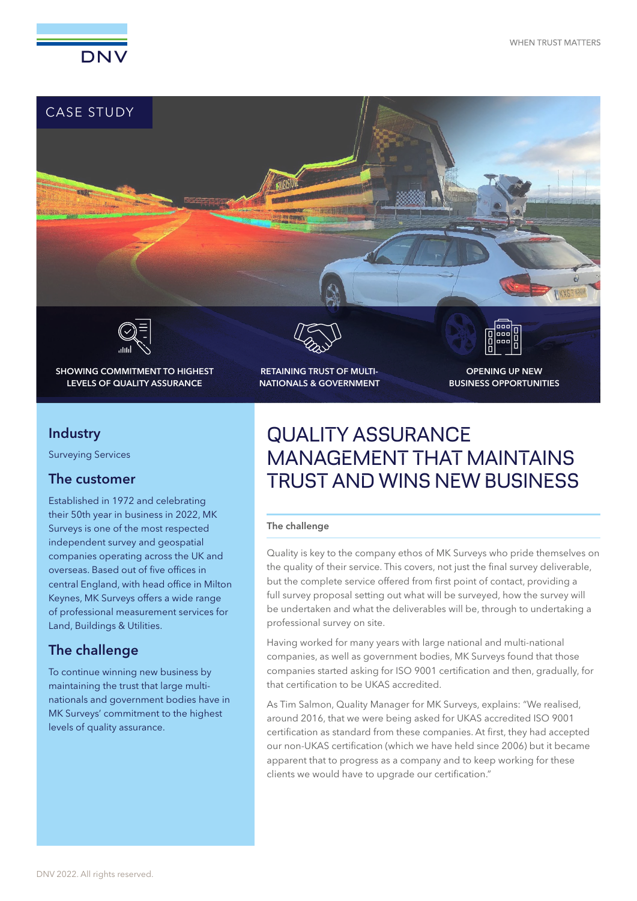CASE STUDY

**SHOWING COMMITMENT TO HIGHEST LEVELS OF QUALITY ASSURANCE**

**RETAINING TRUST OF MULTI-NATIONALS & GOVERNMENT**

**OPENING UP NEW BUSINESS OPPORTUNITIES**

## Industry

Surveying Services

## The customer

Established in 1972 and celebrating their 50th year in business in 2022, MK Surveys is one of the most respected independent survey and geospatial companies operating across the UK and overseas. Based out of five offices in central England, with head office in Milton Keynes, MK Surveys offers a wide range of professional measurement services for Land, Buildings & Utilities.

## The challenge

To continue winning new business by maintaining the trust that large multi-nationals and government bodies have in MK Surveys' commitment to the highest levels of quality assurance.

# QUALITY ASSURANCE MANAGEMENT THAT MAINTAINS TRUST AND WINS NEW BUSINESS

### The challenge

Quality is key to the company ethos of MK Surveys who pride themselves on the quality of their service. This covers, not just the final survey deliverable, but the complete service offered from first point of contact, providing a full survey proposal setting out what will be surveyed, how the survey will be undertaken and what the deliverables will be, through to undertaking a professional survey on site.

Having worked for many years with large national and multi-national companies, as well as government bodies, MK Surveys found that those companies started asking for ISO 9001 certification and then, gradually, for that certification to be UKAS accredited.

As Tim Salmon, Quality Manager for MK Surveys, explains: "We realised, around 2016, that we were being asked for UKAS accredited ISO 9001 certification as standard from these companies. At first, they had accepted our non-UKAS certification (which we have held since 2006) but it became apparent that to progress as a company and to keep working for these clients we would have to upgrade our certification."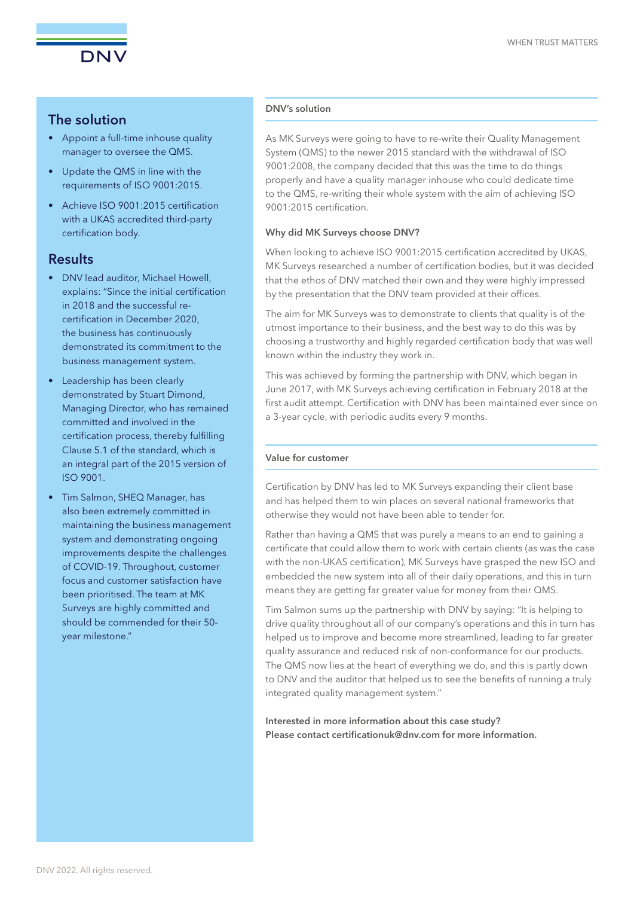## The solution

- Appoint a full-time inhouse quality manager to oversee the QMS.
- Update the QMS in line with the requirements of ISO 9001:2015.
- Achieve ISO 9001:2015 certification with a UKAS accredited third-party certification body.

## Results

- DNV lead auditor, Michael Howell, explains: "Since the initial certification in 2018 and the successful re-certification in December 2020, the business has continuously demonstrated its commitment to the business management system.
- Leadership has been clearly demonstrated by Stuart Dimond, Managing Director, who has remained committed and involved in the certification process, thereby fulfilling Clause 5.1 of the standard, which is an integral part of the 2015 version of ISO 9001.
- Tim Salmon, SHEQ Manager, has also been extremely committed in maintaining the business management system and demonstrating ongoing improvements despite the challenges of COVID-19. Throughout, customer focus and customer satisfaction have been prioritised. The team at MK Surveys are highly committed and should be commended for their 50-year milestone."

### DNV's solution

As MK Surveys were going to have to re-write their Quality Management System (QMS) to the newer 2015 standard with the withdrawal of ISO 9001:2008, the company decided that this was the time to do things properly and have a quality manager inhouse who could dedicate time to the QMS, re-writing their whole system with the aim of achieving ISO 9001:2015 certification.

**Why did MK Surveys choose DNV?**

When looking to achieve ISO 9001:2015 certification accredited by UKAS, MK Surveys researched a number of certification bodies, but it was decided that the ethos of DNV matched their own and they were highly impressed by the presentation that the DNV team provided at their offices.

The aim for MK Surveys was to demonstrate to clients that quality is of the utmost importance to their business, and the best way to do this was by choosing a trustworthy and highly regarded certification body that was well known within the industry they work in.

This was achieved by forming the partnership with DNV, which began in June 2017, with MK Surveys achieving certification in February 2018 at the first audit attempt. Certification with DNV has been maintained ever since on a 3-year cycle, with periodic audits every 9 months.

### Value for customer

Certification by DNV has led to MK Surveys expanding their client base and has helped them to win places on several national frameworks that otherwise they would not have been able to tender for.

Rather than having a QMS that was purely a means to an end to gaining a certificate that could allow them to work with certain clients (as was the case with the non-UKAS certification), MK Surveys have grasped the new ISO and embedded the new system into all of their daily operations, and this in turn means they are getting far greater value for money from their QMS.

Tim Salmon sums up the partnership with DNV by saying: "It is helping to drive quality throughout all of our company's operations and this in turn has helped us to improve and become more streamlined, leading to far greater quality assurance and reduced risk of non-conformance for our products. The QMS now lies at the heart of everything we do, and this is partly down to DNV and the auditor that helped us to see the benefits of running a truly integrated quality management system."

**Interested in more information about this case study?**
**Please contact certificationuk@dnv.com for more information.**